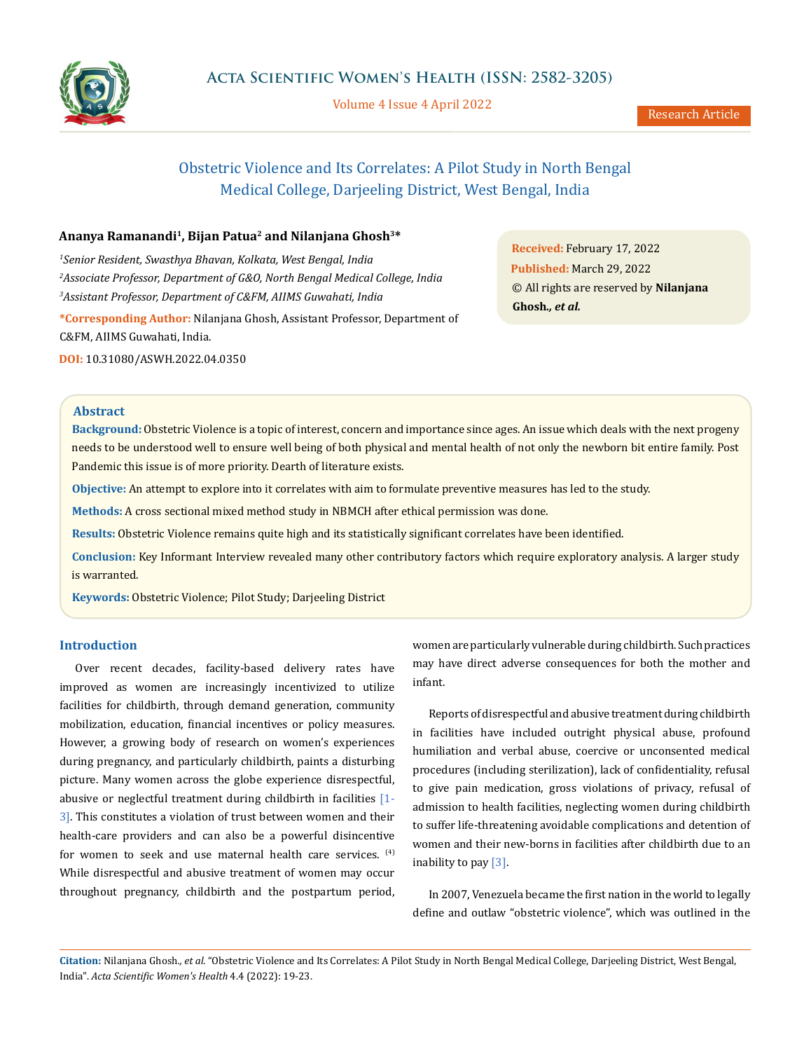# Obstetric Violence and Its Correlates: A Pilot Study in North Bengal Medical College, Darjeeling District, West Bengal, India

**Ananya Ramanandi[1], Bijan Patua[2] and Nilanjana Ghosh[3]***

[1]*Senior Resident, Swasthya Bhavan, Kolkata, West Bengal, India*

[2]*Associate Professor, Department of G&O, North Bengal Medical College, India*

[3]*Assistant Professor, Department of C&FM, AIIMS Guwahati, India*

***Corresponding Author:** Nilanjana Ghosh, Assistant Professor, Department of C&FM, AIIMS Guwahati, India.

**DOI:** 10.31080/ASWH.2022.04.0350

**Received:** February 17, 2022
**Published:** March 29, 2022
© All rights are reserved by **Nilanjana Ghosh., *et al.***

## Abstract

**Background:** Obstetric Violence is a topic of interest, concern and importance since ages. An issue which deals with the next progeny needs to be understood well to ensure well being of both physical and mental health of not only the newborn bit entire family. Post Pandemic this issue is of more priority. Dearth of literature exists.

**Objective:** An attempt to explore into it correlates with aim to formulate preventive measures has led to the study.

**Methods:** A cross sectional mixed method study in NBMCH after ethical permission was done.

**Results:** Obstetric Violence remains quite high and its statistically significant correlates have been identified.

**Conclusion:** Key Informant Interview revealed many other contributory factors which require exploratory analysis. A larger study is warranted.

**Keywords:** Obstetric Violence; Pilot Study; Darjeeling District

## Introduction

Over recent decades, facility-based delivery rates have improved as women are increasingly incentivized to utilize facilities for childbirth, through demand generation, community mobilization, education, financial incentives or policy measures. However, a growing body of research on women's experiences during pregnancy, and particularly childbirth, paints a disturbing picture. Many women across the globe experience disrespectful, abusive or neglectful treatment during childbirth in facilities [1-3]. This constitutes a violation of trust between women and their health-care providers and can also be a powerful disincentive for women to seek and use maternal health care services. [4] While disrespectful and abusive treatment of women may occur throughout pregnancy, childbirth and the postpartum period, women are particularly vulnerable during childbirth. Such practices may have direct adverse consequences for both the mother and infant.

Reports of disrespectful and abusive treatment during childbirth in facilities have included outright physical abuse, profound humiliation and verbal abuse, coercive or unconsented medical procedures (including sterilization), lack of confidentiality, refusal to give pain medication, gross violations of privacy, refusal of admission to health facilities, neglecting women during childbirth to suffer life-threatening avoidable complications and detention of women and their new-borns in facilities after childbirth due to an inability to pay [3].

In 2007, Venezuela became the first nation in the world to legally define and outlaw "obstetric violence", which was outlined in the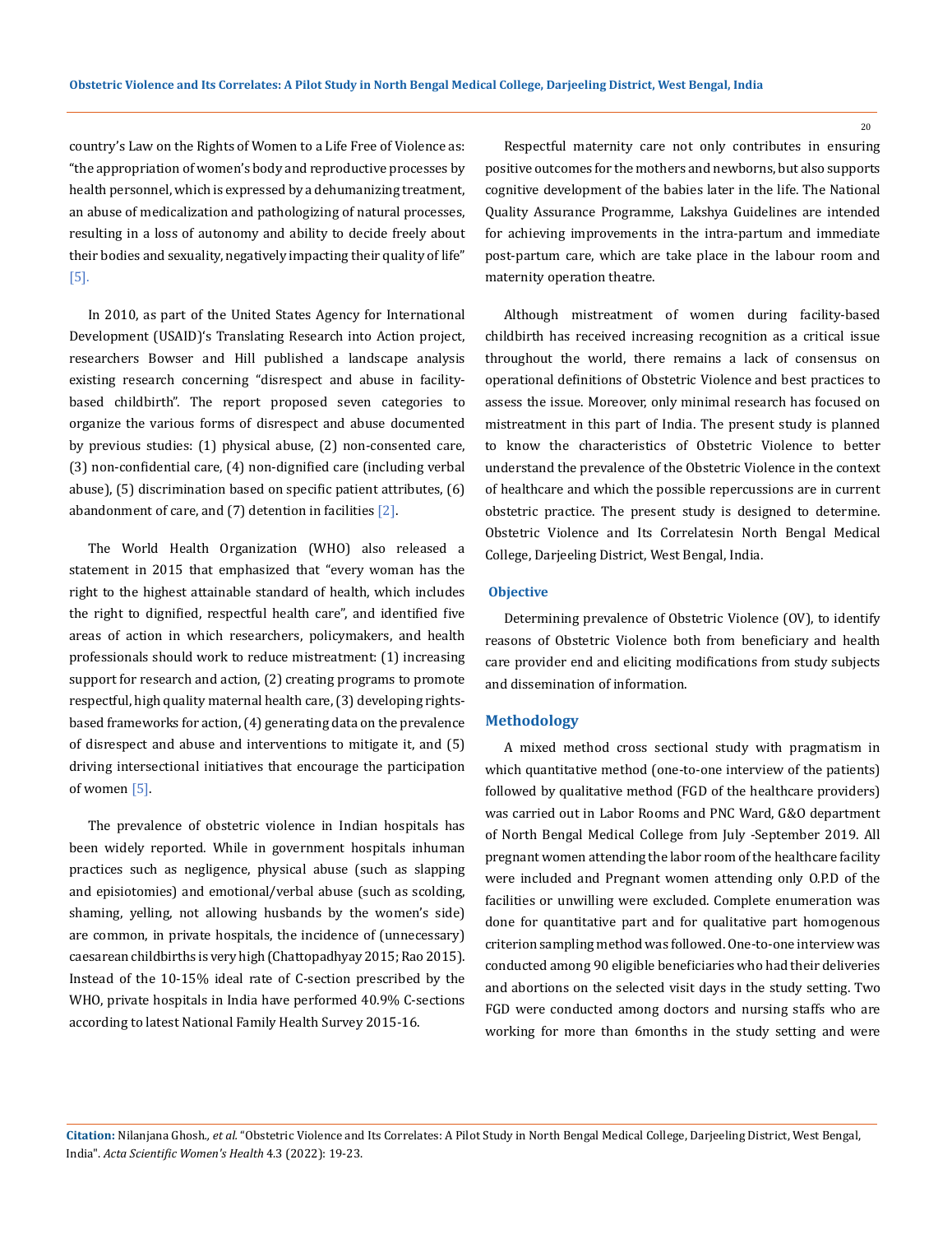country's Law on the Rights of Women to a Life Free of Violence as: "the appropriation of women's body and reproductive processes by health personnel, which is expressed by a dehumanizing treatment, an abuse of medicalization and pathologizing of natural processes, resulting in a loss of autonomy and ability to decide freely about their bodies and sexuality, negatively impacting their quality of life" [5].

In 2010, as part of the United States Agency for International Development (USAID)'s Translating Research into Action project, researchers Bowser and Hill published a landscape analysis existing research concerning "disrespect and abuse in facility-based childbirth". The report proposed seven categories to organize the various forms of disrespect and abuse documented by previous studies: (1) physical abuse, (2) non-consented care, (3) non-confidential care, (4) non-dignified care (including verbal abuse), (5) discrimination based on specific patient attributes, (6) abandonment of care, and (7) detention in facilities [2].

The World Health Organization (WHO) also released a statement in 2015 that emphasized that "every woman has the right to the highest attainable standard of health, which includes the right to dignified, respectful health care", and identified five areas of action in which researchers, policymakers, and health professionals should work to reduce mistreatment: (1) increasing support for research and action, (2) creating programs to promote respectful, high quality maternal health care, (3) developing rights-based frameworks for action, (4) generating data on the prevalence of disrespect and abuse and interventions to mitigate it, and (5) driving intersectional initiatives that encourage the participation of women [5].

The prevalence of obstetric violence in Indian hospitals has been widely reported. While in government hospitals inhuman practices such as negligence, physical abuse (such as slapping and episiotomies) and emotional/verbal abuse (such as scolding, shaming, yelling, not allowing husbands by the women's side) are common, in private hospitals, the incidence of (unnecessary) caesarean childbirths is very high (Chattopadhyay 2015; Rao 2015). Instead of the 10-15% ideal rate of C-section prescribed by the WHO, private hospitals in India have performed 40.9% C-sections according to latest National Family Health Survey 2015-16.

Respectful maternity care not only contributes in ensuring positive outcomes for the mothers and newborns, but also supports cognitive development of the babies later in the life. The National Quality Assurance Programme, Lakshya Guidelines are intended for achieving improvements in the intra-partum and immediate post-partum care, which are take place in the labour room and maternity operation theatre.

Although mistreatment of women during facility-based childbirth has received increasing recognition as a critical issue throughout the world, there remains a lack of consensus on operational definitions of Obstetric Violence and best practices to assess the issue. Moreover, only minimal research has focused on mistreatment in this part of India. The present study is planned to know the characteristics of Obstetric Violence to better understand the prevalence of the Obstetric Violence in the context of healthcare and which the possible repercussions are in current obstetric practice. The present study is designed to determine. Obstetric Violence and Its Correlatesin North Bengal Medical College, Darjeeling District, West Bengal, India.

## Objective

Determining prevalence of Obstetric Violence (OV), to identify reasons of Obstetric Violence both from beneficiary and health care provider end and eliciting modifications from study subjects and dissemination of information.

## Methodology

A mixed method cross sectional study with pragmatism in which quantitative method (one-to-one interview of the patients) followed by qualitative method (FGD of the healthcare providers) was carried out in Labor Rooms and PNC Ward, G&O department of North Bengal Medical College from July -September 2019. All pregnant women attending the labor room of the healthcare facility were included and Pregnant women attending only O.P.D of the facilities or unwilling were excluded. Complete enumeration was done for quantitative part and for qualitative part homogenous criterion sampling method was followed. One-to-one interview was conducted among 90 eligible beneficiaries who had their deliveries and abortions on the selected visit days in the study setting. Two FGD were conducted among doctors and nursing staffs who are working for more than 6months in the study setting and were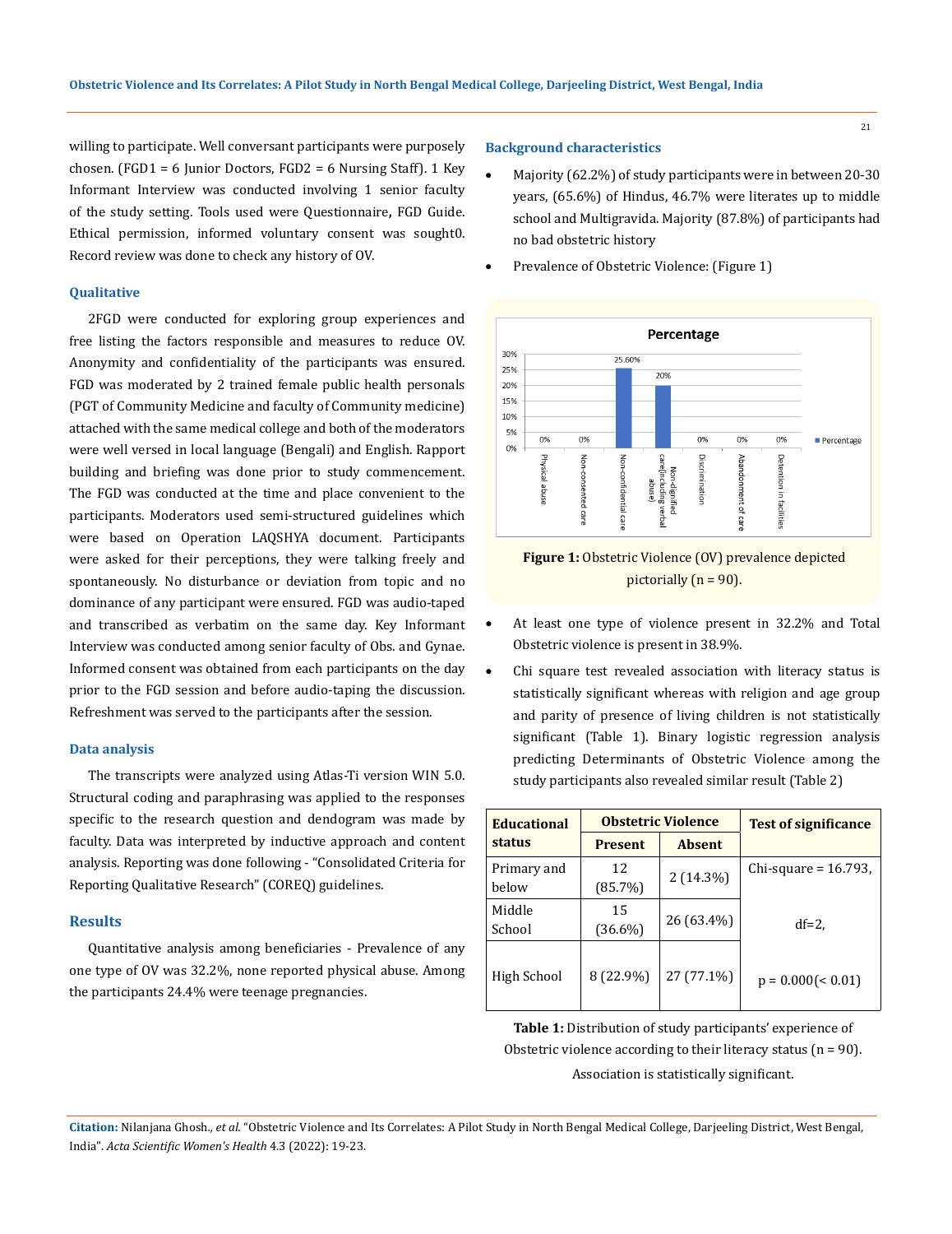willing to participate. Well conversant participants were purposely chosen. (FGD1 = 6 Junior Doctors, FGD2 = 6 Nursing Staff). 1 Key Informant Interview was conducted involving 1 senior faculty of the study setting. Tools used were Questionnaire**,** FGD Guide. Ethical permission, informed voluntary consent was sought0. Record review was done to check any history of OV.

### Qualitative

2FGD were conducted for exploring group experiences and free listing the factors responsible and measures to reduce OV. Anonymity and confidentiality of the participants was ensured. FGD was moderated by 2 trained female public health personals (PGT of Community Medicine and faculty of Community medicine) attached with the same medical college and both of the moderators were well versed in local language (Bengali) and English. Rapport building and briefing was done prior to study commencement. The FGD was conducted at the time and place convenient to the participants. Moderators used semi-structured guidelines which were based on Operation LAQSHYA document. Participants were asked for their perceptions, they were talking freely and spontaneously. No disturbance or deviation from topic and no dominance of any participant were ensured. FGD was audio-taped and transcribed as verbatim on the same day. Key Informant Interview was conducted among senior faculty of Obs. and Gynae. Informed consent was obtained from each participants on the day prior to the FGD session and before audio-taping the discussion. Refreshment was served to the participants after the session.

### Data analysis

The transcripts were analyzed using Atlas-Ti version WIN 5.0. Structural coding and paraphrasing was applied to the responses specific to the research question and dendogram was made by faculty. Data was interpreted by inductive approach and content analysis. Reporting was done following - "Consolidated Criteria for Reporting Qualitative Research" (COREQ) guidelines.

## Results

Quantitative analysis among beneficiaries - Prevalence of any one type of OV was 32.2%, none reported physical abuse. Among the participants 24.4% were teenage pregnancies.

### Background characteristics

- Majority (62.2%) of study participants were in between 20-30 years, (65.6%) of Hindus, 46.7% were literates up to middle school and Multigravida. Majority (87.8%) of participants had no bad obstetric history
- Prevalence of Obstetric Violence: (Figure 1)

**Figure 1:** Obstetric Violence (OV) prevalence depicted pictorially (n = 90).

- At least one type of violence present in 32.2% and Total Obstetric violence is present in 38.9%.
- Chi square test revealed association with literacy status is statistically significant whereas with religion and age group and parity of presence of living children is not statistically significant (Table 1). Binary logistic regression analysis predicting Determinants of Obstetric Violence among the study participants also revealed similar result (Table 2)

| Educational status | Obstetric Violence | | Test of significance |
|---|---|---|---|
| | Present | Absent | |
| Primary and below | 12 (85.7%) | 2 (14.3%) | Chi-square = 16.793, |
| Middle School | 15 (36.6%) | 26 (63.4%) | df=2, |
| High School | 8 (22.9%) | 27 (77.1%) | p = 0.000(< 0.01) |

**Table 1:** Distribution of study participants' experience of Obstetric violence according to their literacy status (n = 90). Association is statistically significant.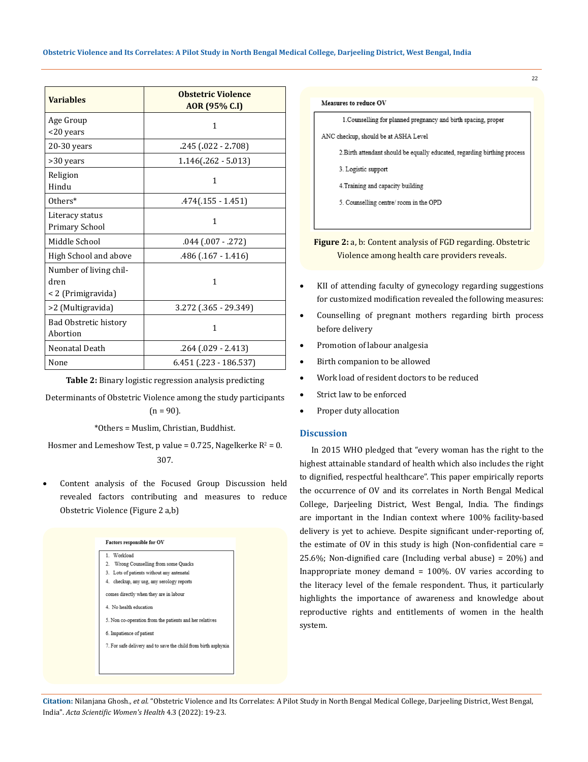| Variables | Obstetric Violence AOR (95% C.I) |
|---|---|
| Age Group<br><20 years | 1 |
| 20-30 years | .245 (.022 - 2.708) |
| >30 years | 1.146(.262 - 5.013) |
| Religion<br>Hindu | 1 |
| Others* | .474(.155 - 1.451) |
| Literacy status<br>Primary School | 1 |
| Middle School | .044 (.007 - .272) |
| High School and above | .486 (.167 - 1.416) |
| Number of living children<br>< 2 (Primigravida) | 1 |
| >2 (Multigravida) | 3.272 (.365 - 29.349) |
| Bad Obstretic history<br>Abortion | 1 |
| Neonatal Death | .264 (.029 - 2.413) |
| None | 6.451 (.223 - 186.537) |

**Table 2:** Binary logistic regression analysis predicting Determinants of Obstetric Violence among the study participants (n = 90).

*Others = Muslim, Christian, Buddhist.

Hosmer and Lemeshow Test, p value = 0.725, Nagelkerke $R^2$ = 0.307.

- Content analysis of the Focused Group Discussion held revealed factors contributing and measures to reduce Obstetric Violence (Figure 2 a,b)

**Factors responsible for OV**

1. Workload
2. Wrong Counselling from some Quacks
3. Lots of patients without any antenatal
4. checkup, any usg, any serology reports comes directly when they are in labour
4. No health education
5. Non co-operation from the patients and her relatives
6. Impatience of patient
7. For safe delivery and to save the child from birth asphyxia

**Measures to reduce OV**

1. Counselling for planned pregnancy and birth spacing, proper ANC checkup, should be at ASHA Level
2. Birth attendant should be equally educated, regarding birthing process
3. Logistic support
4. Training and capacity building
5. Counselling centre/ room in the OPD

**Figure 2:** a, b: Content analysis of FGD regarding. Obstetric Violence among health care providers reveals.

- KII of attending faculty of gynecology regarding suggestions for customized modification revealed the following measures:
- Counselling of pregnant mothers regarding birth process before delivery
- Promotion of labour analgesia
- Birth companion to be allowed
- Work load of resident doctors to be reduced
- Strict law to be enforced
- Proper duty allocation

## Discussion

In 2015 WHO pledged that "every woman has the right to the highest attainable standard of health which also includes the right to dignified, respectful healthcare". This paper empirically reports the occurrence of OV and its correlates in North Bengal Medical College, Darjeeling District, West Bengal, India. The findings are important in the Indian context where 100% facility-based delivery is yet to achieve. Despite significant under-reporting of, the estimate of OV in this study is high (Non-confidential care = 25.6%; Non-dignified care (Including verbal abuse) = 20%) and Inappropriate money demand = 100%. OV varies according to the literacy level of the female respondent. Thus, it particularly highlights the importance of awareness and knowledge about reproductive rights and entitlements of women in the health system.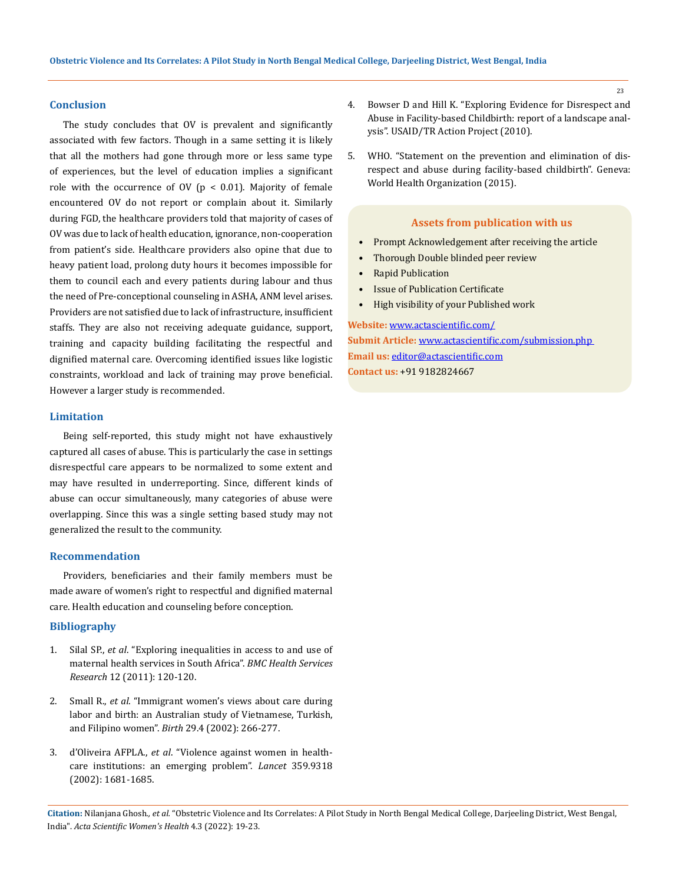## Conclusion

The study concludes that OV is prevalent and significantly associated with few factors. Though in a same setting it is likely that all the mothers had gone through more or less same type of experiences, but the level of education implies a significant role with the occurrence of OV ($p < 0.01$). Majority of female encountered OV do not report or complain about it. Similarly during FGD, the healthcare providers told that majority of cases of OV was due to lack of health education, ignorance, non-cooperation from patient's side. Healthcare providers also opine that due to heavy patient load, prolong duty hours it becomes impossible for them to council each and every patients during labour and thus the need of Pre-conceptional counseling in ASHA, ANM level arises. Providers are not satisfied due to lack of infrastructure, insufficient staffs. They are also not receiving adequate guidance, support, training and capacity building facilitating the respectful and dignified maternal care. Overcoming identified issues like logistic constraints, workload and lack of training may prove beneficial. However a larger study is recommended.

## Limitation

Being self-reported, this study might not have exhaustively captured all cases of abuse. This is particularly the case in settings disrespectful care appears to be normalized to some extent and may have resulted in underreporting. Since, different kinds of abuse can occur simultaneously, many categories of abuse were overlapping. Since this was a single setting based study may not generalized the result to the community.

## Recommendation

Providers, beneficiaries and their family members must be made aware of women's right to respectful and dignified maternal care. Health education and counseling before conception.

## Bibliography

1. Silal SP., *et al*. "Exploring inequalities in access to and use of maternal health services in South Africa". *BMC Health Services Research* 12 (2011): 120-120.
2. Small R., *et al*. "Immigrant women's views about care during labor and birth: an Australian study of Vietnamese, Turkish, and Filipino women". *Birth* 29.4 (2002): 266-277.
3. d'Oliveira AFPLA., *et al*. "Violence against women in health-care institutions: an emerging problem". *Lancet* 359.9318 (2002): 1681-1685.
4. Bowser D and Hill K. "Exploring Evidence for Disrespect and Abuse in Facility-based Childbirth: report of a landscape analysis". USAID/TR Action Project (2010).
5. WHO. "Statement on the prevention and elimination of disrespect and abuse during facility-based childbirth". Geneva: World Health Organization (2015).

### Assets from publication with us

- Prompt Acknowledgement after receiving the article
- Thorough Double blinded peer review
- Rapid Publication
- Issue of Publication Certificate
- High visibility of your Published work

**Website:** www.actascientific.com/
**Submit Article:** www.actascientific.com/submission.php
**Email us:** editor@actascientific.com
**Contact us:** +91 9182824667